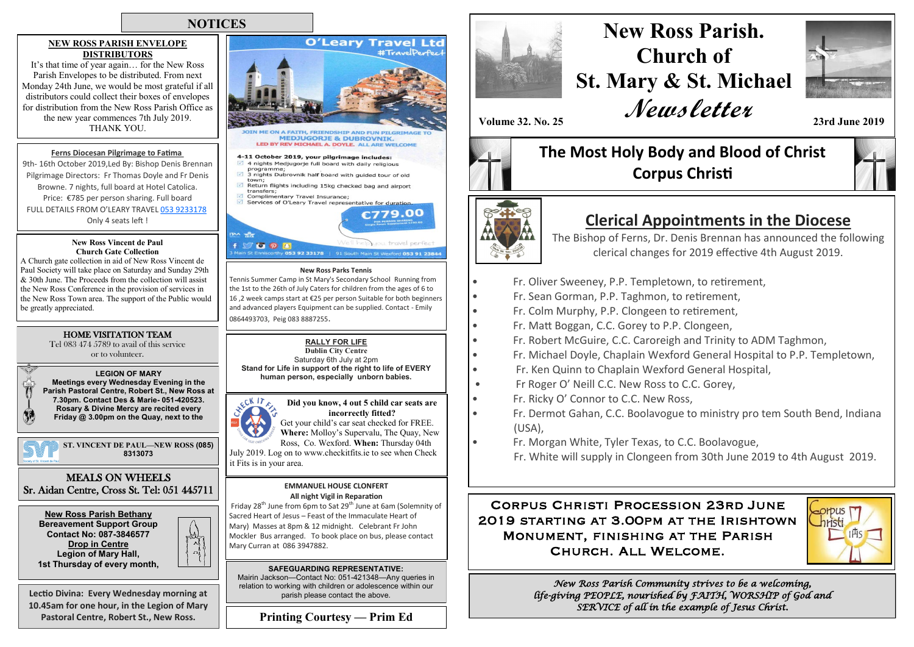# New Ross Parish. Church of St. Mary & St. Michael *Newsletter*

**Volume 32. No. 25** — **23rd June 2019**

## The Most Holy Body and Blood of Christ Corpus Christi

## Clerical Appointments in the Diocese

The Bishop of Ferns, Dr. Denis Brennan has announced the following clerical changes for 2019 effective 4th August 2019.

- Fr. Oliver Sweeney, P.P. Templetown, to retirement,
- Fr. Sean Gorman, P.P. Taghmon, to retirement,
- Fr. Colm Murphy, P.P. Clongeen to retirement,
- Fr. Matt Boggan, C.C. Gorey to P.P. Clongeen,
- Fr. Robert McGuire, C.C. Caroreigh and Trinity to ADM Taghmon,
- Fr. Michael Doyle, Chaplain Wexford General Hospital to P.P. Templetown,
- Fr. Ken Quinn to Chaplain Wexford General Hospital,
- Fr Roger O' Neill C.C. New Ross to C.C. Gorey,
- Fr. Ricky O' Connor to C.C. New Ross,
- Fr. Dermot Gahan, C.C. Boolavogue to ministry pro tem South Bend, Indiana (USA),
- Fr. Morgan White, Tyler Texas, to C.C. Boolavogue,

  Fr. White will supply in Clongeen from 30th June 2019 to 4th August 2019.

**Corpus Christi Procession 23rd June 2019 starting at 3.00pm at the Irishtown Monument, finishing at the Parish Church. All Welcome.**

*New Ross Parish Community strives to be a welcoming, life-giving PEOPLE, nourished by FAITH, WORSHIP of God and SERVICE of all in the example of Jesus Christ.*

## NOTICES

### NEW ROSS PARISH ENVELOPE DISTRIBUTORS

It's that time of year again… for the New Ross Parish Envelopes to be distributed. From next Monday 24th June, we would be most grateful if all distributors could collect their boxes of envelopes for distribution from the New Ross Parish Office as the new year commences 7th July 2019. THANK YOU.

### Ferns Diocesan Pilgrimage to Fatima

9th- 16th October 2019,Led By: Bishop Denis Brennan
Pilgrimage Directors: Fr Thomas Doyle and Fr Denis Browne. 7 nights, full board at Hotel Catolica.
Price: €785 per person sharing. Full board
FULL DETAILS FROM O'LEARY TRAVEL 053 9233178
Only 4 seats left !

### New Ross Vincent de Paul Church Gate Collection

A Church gate collection in aid of New Ross Vincent de Paul Society will take place on Saturday and Sunday 29th & 30th June. The Proceeds from the collection will assist the New Ross Conference in the provision of services in the New Ross Town area. The support of the Public would be greatly appreciated.

### HOME VISITATION TEAM

Tel 083 474 5789 to avail of this service or to volunteer.

### LEGION OF MARY

**Meetings every Wednesday Evening in the Parish Pastoral Centre, Robert St., New Ross at 7.30pm. Contact Des & Marie- 051-420523. Rosary & Divine Mercy are recited every Friday @ 3.00pm on the Quay, next to the**

### ST. VINCENT DE PAUL—NEW ROSS (085) 8313073

### MEALS ON WHEELS

Sr. Aidan Centre, Cross St. Tel: 051 445711

### New Ross Parish Bethany

**Bereavement Support Group**
**Contact No: 087-3846577**
**Drop in Centre**
**Legion of Mary Hall,**
**1st Thursday of every month,**

**Lectio Divina: Every Wednesday morning at 10.45am for one hour, in the Legion of Mary Pastoral Centre, Robert St., New Ross.**

### O'Leary Travel Ltd

#TravelPerfect

JOIN ME ON A FAITH, FRIENDSHIP AND FUN PILGRIMAGE TO MEDJUGORJE & DUBROVNIK. LED BY REV MICHAEL A. DOYLE. ALL ARE WELCOME

4-11 October 2019, your pilgrimage includes:
- 4 nights Medjugorje full board with daily religious programme;
- 3 nights Dubrovnik half board with guided tour of old town;
- Return flights including 15kg checked bag and airport transfers;
- Complimentary Travel Insurance;
- Services of O'Leary Travel representative for duration.

€779.00

3 Main St Enniscorthy 053 92 33178 | 91 South Main St Wexford 053 91 23844

### New Ross Parks Tennis

Tennis Summer Camp in St Mary's Secondary School Running from the 1st to the 26th of July Caters for children from the ages of 6 to 16 ,2 week camps start at €25 per person Suitable for both beginners and advanced players Equipment can be supplied. Contact - Emily 0864493703, Peig 083 8887255.

### RALLY FOR LIFE

**Dublin City Centre**
Saturday 6th July at 2pm
**Stand for Life in support of the right to life of EVERY human person, especially unborn babies.**

### Did you know, 4 out 5 child car seats are incorrectly fitted?

Get your child's car seat checked for FREE. **Where:** Molloy's Supervalu, The Quay, New Ross, Co. Wexford. **When:** Thursday 04th July 2019. Log on to www.checkitfits.ie to see when Check it Fits is in your area.

### EMMANUEL HOUSE CLONFERT

**All night Vigil in Reparation**
Friday 28th June from 6pm to Sat 29th June at 6am (Solemnity of Sacred Heart of Jesus – Feast of the Immaculate Heart of Mary) Masses at 8pm & 12 midnight. Celebrant Fr John Mockler Bus arranged. To book place on bus, please contact Mary Curran at 086 3947882.

### SAFEGUARDING REPRESENTATIVE:

Mairin Jackson—Contact No: 051-421348—Any queries in relation to working with children or adolescence within our parish please contact the above.

**Printing Courtesy — Prim Ed**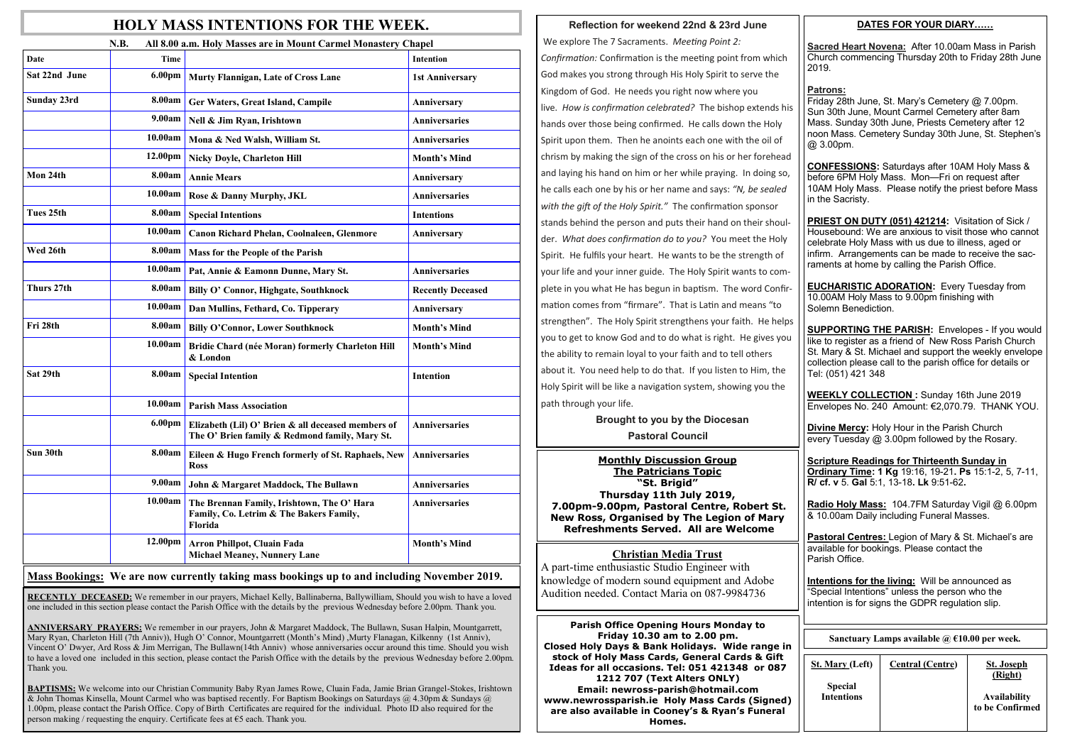# HOLY MASS INTENTIONS FOR THE WEEK.

**N.B. All 8.00 a.m. Holy Masses are in Mount Carmel Monastery Chapel**

| Date | Time | | Intention |
|---|---|---|---|
| **Sat 22nd June** | **6.00pm** | **Murty Flannigan, Late of Cross Lane** | **1st Anniversary** |
| **Sunday 23rd** | **8.00am** | **Ger Waters, Great Island, Campile** | **Anniversary** |
| | **9.00am** | **Nell & Jim Ryan, Irishtown** | **Anniversaries** |
| | **10.00am** | **Mona & Ned Walsh, William St.** | **Anniversaries** |
| | **12.00pm** | **Nicky Doyle, Charleton Hill** | **Month's Mind** |
| **Mon 24th** | **8.00am** | **Annie Mears** | **Anniversary** |
| | **10.00am** | **Rose & Danny Murphy, JKL** | **Anniversaries** |
| **Tues 25th** | **8.00am** | **Special Intentions** | **Intentions** |
| | **10.00am** | **Canon Richard Phelan, Coolnaleen, Glenmore** | **Anniversary** |
| **Wed 26th** | **8.00am** | **Mass for the People of the Parish** | |
| | **10.00am** | **Pat, Annie & Eamonn Dunne, Mary St.** | **Anniversaries** |
| **Thurs 27th** | **8.00am** | **Billy O' Connor, Highgate, Southknock** | **Recently Deceased** |
| | **10.00am** | **Dan Mullins, Fethard, Co. Tipperary** | **Anniversary** |
| **Fri 28th** | **8.00am** | **Billy O'Connor, Lower Southknock** | **Month's Mind** |
| | **10.00am** | **Bridie Chard (née Moran) formerly Charleton Hill & London** | **Month's Mind** |
| **Sat 29th** | **8.00am** | **Special Intention** | **Intention** |
| | **10.00am** | **Parish Mass Association** | |
| | **6.00pm** | **Elizabeth (Lil) O' Brien & all deceased members of The O' Brien family & Redmond family, Mary St.** | **Anniversaries** |
| **Sun 30th** | **8.00am** | **Eileen & Hugo French formerly of St. Raphaels, New Ross** | **Anniversaries** |
| | **9.00am** | **John & Margaret Maddock, The Bullawn** | **Anniversaries** |
| | **10.00am** | **The Brennan Family, Irishtown, The O' Hara Family, Co. Letrim & The Bakers Family, Florida** | **Anniversaries** |
| | **12.00pm** | **Arron Phillpot, Cluain Fada Michael Meaney, Nunnery Lane** | **Month's Mind** |

**Mass Bookings: We are now currently taking mass bookings up to and including November 2019.**

**RECENTLY DECEASED:** We remember in our prayers, Michael Kelly, Ballinaberna, Ballywilliam, Should you wish to have a loved one included in this section please contact the Parish Office with the details by the previous Wednesday before 2.00pm. Thank you.

**ANNIVERSARY PRAYERS:** We remember in our prayers, John & Margaret Maddock, The Bullawn, Susan Halpin, Mountgarrett, Mary Ryan, Charleton Hill (7th Anniv)), Hugh O' Connor, Mountgarrett (Month's Mind) ,Murty Flanagan, Kilkenny (1st Anniv), Vincent O' Dwyer, Ard Ross & Jim Merrigan, The Bullawn(14th Anniv) whose anniversaries occur around this time. Should you wish to have a loved one included in this section, please contact the Parish Office with the details by the previous Wednesday before 2.00pm. Thank you.

**BAPTISMS:** We welcome into our Christian Community Baby Ryan James Rowe, Cluain Fada, Jamie Brian Grangel-Stokes, Irishtown & John Thomas Kinsella, Mount Carmel who was baptised recently. For Baptism Bookings on Saturdays @ 4.30pm & Sundays @ 1.00pm, please contact the Parish Office. Copy of Birth Certificates are required for the individual. Photo ID also required for the person making / requesting the enquiry. Certificate fees at €5 each. Thank you.

## Reflection for weekend 22nd & 23rd June

We explore The 7 Sacraments. *Meeting Point 2: Confirmation:* Confirmation is the meeting point from which God makes you strong through His Holy Spirit to serve the Kingdom of God. He needs you right now where you live. *How is confirmation celebrated?* The bishop extends his hands over those being confirmed. He calls down the Holy Spirit upon them. Then he anoints each one with the oil of chrism by making the sign of the cross on his or her forehead and laying his hand on him or her while praying. In doing so, he calls each one by his or her name and says: *"N, be sealed with the gift of the Holy Spirit."* The confirmation sponsor stands behind the person and puts their hand on their shoulder. *What does confirmation do to you?* You meet the Holy Spirit. He fulfils your heart. He wants to be the strength of your life and your inner guide. The Holy Spirit wants to complete in you what He has begun in baptism. The word Confirmation comes from "firmare". That is Latin and means "to strengthen". The Holy Spirit strengthens your faith. He helps you to get to know God and to do what is right. He gives you the ability to remain loyal to your faith and to tell others about it. You need help to do that. If you listen to Him, the Holy Spirit will be like a navigation system, showing you the path through your life.

**Brought to you by the Diocesan Pastoral Council**

**Monthly Discussion Group**
**The Patricians Topic**
**"St. Brigid"**
**Thursday 11th July 2019, 7.00pm-9.00pm, Pastoral Centre, Robert St. New Ross, Organised by The Legion of Mary Refreshments Served. All are Welcome**

## Christian Media Trust

A part-time enthusiastic Studio Engineer with knowledge of modern sound equipment and Adobe Audition needed. Contact Maria on 087-9984736

**Parish Office Opening Hours Monday to Friday 10.30 am to 2.00 pm. Closed Holy Days & Bank Holidays. Wide range in stock of Holy Mass Cards, General Cards & Gift Ideas for all occasions. Tel: 051 421348 or 087 1212 707 (Text Alters ONLY) Email: newross-parish@hotmail.com www.newrossparish.ie Holy Mass Cards (Signed) are also available in Cooney's & Ryan's Funeral Homes.**

## DATES FOR YOUR DIARY……

**Sacred Heart Novena:** After 10.00am Mass in Parish Church commencing Thursday 20th to Friday 28th June 2019.

**Patrons:**
Friday 28th June, St. Mary's Cemetery @ 7.00pm. Sun 30th June, Mount Carmel Cemetery after 8am Mass. Sunday 30th June, Priests Cemetery after 12 noon Mass. Cemetery Sunday 30th June, St. Stephen's @ 3.00pm.

**CONFESSIONS:** Saturdays after 10AM Holy Mass & before 6PM Holy Mass. Mon—Fri on request after 10AM Holy Mass. Please notify the priest before Mass in the Sacristy.

**PRIEST ON DUTY (051) 421214:** Visitation of Sick / Housebound: We are anxious to visit those who cannot celebrate Holy Mass with us due to illness, aged or infirm. Arrangements can be made to receive the sacraments at home by calling the Parish Office.

**EUCHARISTIC ADORATION:** Every Tuesday from 10.00AM Holy Mass to 9.00pm finishing with Solemn Benediction.

**SUPPORTING THE PARISH:** Envelopes - If you would like to register as a friend of New Ross Parish Church St. Mary & St. Michael and support the weekly envelope collection please call to the parish office for details or Tel: (051) 421 348

**WEEKLY COLLECTION :** Sunday 16th June 2019 Envelopes No. 240 Amount: €2,070.79. THANK YOU.

**Divine Mercy:** Holy Hour in the Parish Church every Tuesday @ 3.00pm followed by the Rosary.

**Scripture Readings for Thirteenth Sunday in Ordinary Time: 1 Kg** 19:16, 19-21. **Ps** 15:1-2, 5, 7-11, **R/ cf. v** 5. **Gal** 5:1, 13-18**. Lk** 9:51-62**.**

**Radio Holy Mass:** 104.7FM Saturday Vigil @ 6.00pm & 10.00am Daily including Funeral Masses.

**Pastoral Centres:** Legion of Mary & St. Michael's are available for bookings. Please contact the Parish Office.

**Intentions for the living:** Will be announced as "Special Intentions" unless the person who the intention is for signs the GDPR regulation slip.

**Sanctuary Lamps available @ €10.00 per week.**

| St. Mary (Left) | Central (Centre) | St. Joseph (Right) |
|---|---|---|
| Special Intentions | | Availability to be Confirmed |